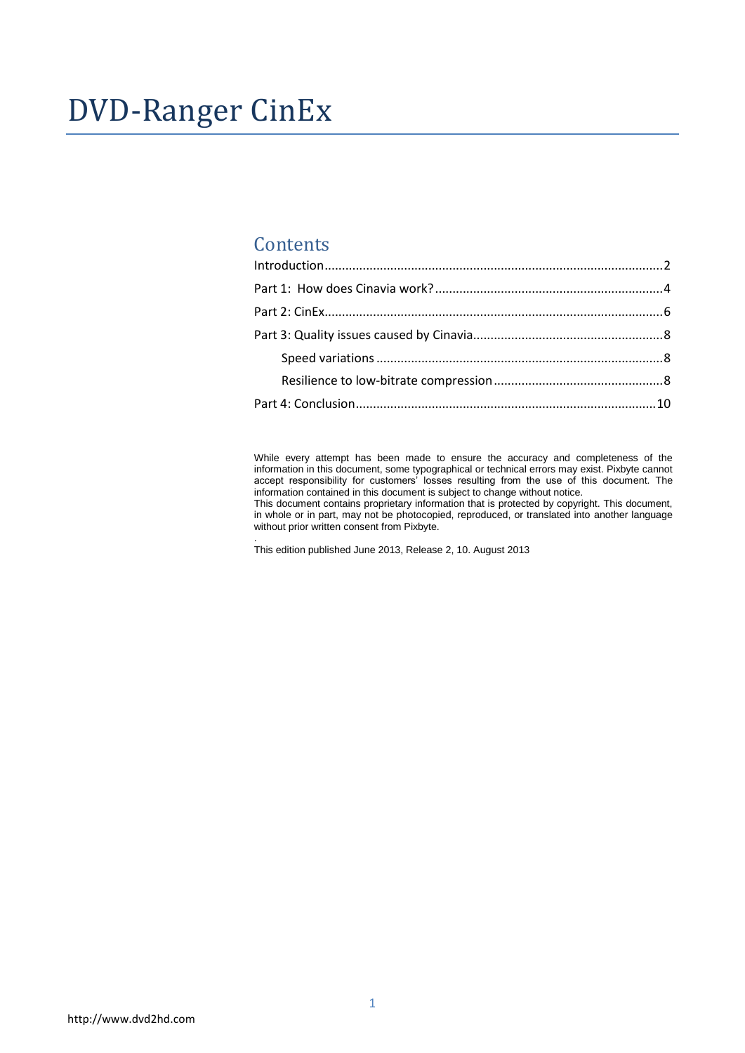# DVD-Ranger CinEx

## Contents

Introduction.................................................................................................2

Part 1: How does Cinavia work?.................................................................4

Part 2: CinEx.................................................................................................6

Part 3: Quality issues caused by Cinavia......................................................8

Speed variations..................................................................................8

Resilience to low-bitrate compression.................................................8

Part 4: Conclusion.......................................................................................10

While every attempt has been made to ensure the accuracy and completeness of the information in this document, some typographical or technical errors may exist. Pixbyte cannot accept responsibility for customers' losses resulting from the use of this document. The information contained in this document is subject to change without notice.
This document contains proprietary information that is protected by copyright. This document, in whole or in part, may not be photocopied, reproduced, or translated into another language without prior written consent from Pixbyte.

This edition published June 2013, Release 2, 10. August 2013

http://www.dvd2hd.com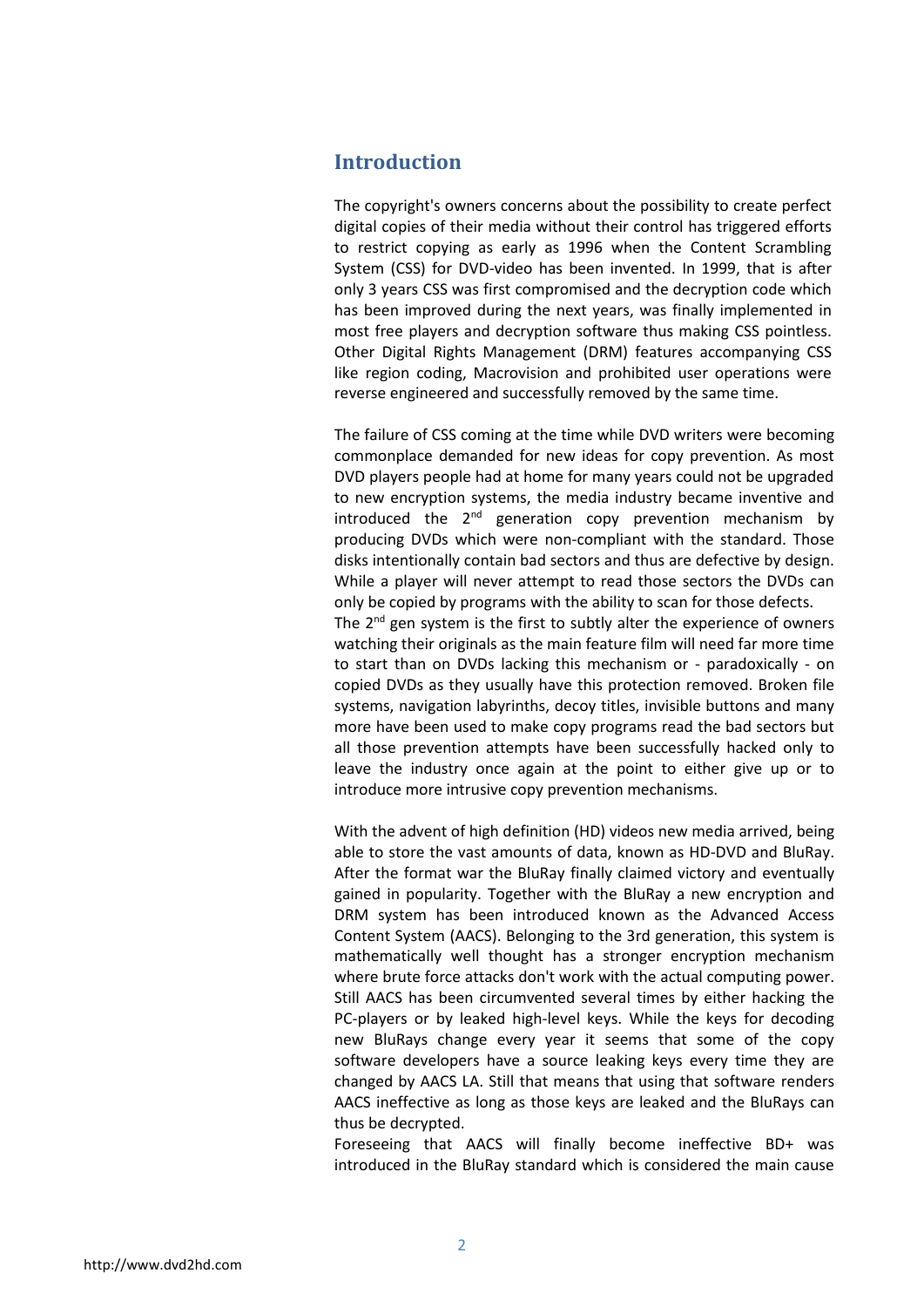## Introduction

The copyright's owners concerns about the possibility to create perfect digital copies of their media without their control has triggered efforts to restrict copying as early as 1996 when the Content Scrambling System (CSS) for DVD-video has been invented. In 1999, that is after only 3 years CSS was first compromised and the decryption code which has been improved during the next years, was finally implemented in most free players and decryption software thus making CSS pointless. Other Digital Rights Management (DRM) features accompanying CSS like region coding, Macrovision and prohibited user operations were reverse engineered and successfully removed by the same time.

The failure of CSS coming at the time while DVD writers were becoming commonplace demanded for new ideas for copy prevention. As most DVD players people had at home for many years could not be upgraded to new encryption systems, the media industry became inventive and introduced the 2nd generation copy prevention mechanism by producing DVDs which were non-compliant with the standard. Those disks intentionally contain bad sectors and thus are defective by design. While a player will never attempt to read those sectors the DVDs can only be copied by programs with the ability to scan for those defects.
The 2nd gen system is the first to subtly alter the experience of owners watching their originals as the main feature film will need far more time to start than on DVDs lacking this mechanism or - paradoxically - on copied DVDs as they usually have this protection removed. Broken file systems, navigation labyrinths, decoy titles, invisible buttons and many more have been used to make copy programs read the bad sectors but all those prevention attempts have been successfully hacked only to leave the industry once again at the point to either give up or to introduce more intrusive copy prevention mechanisms.

With the advent of high definition (HD) videos new media arrived, being able to store the vast amounts of data, known as HD-DVD and BluRay. After the format war the BluRay finally claimed victory and eventually gained in popularity. Together with the BluRay a new encryption and DRM system has been introduced known as the Advanced Access Content System (AACS). Belonging to the 3rd generation, this system is mathematically well thought has a stronger encryption mechanism where brute force attacks don't work with the actual computing power. Still AACS has been circumvented several times by either hacking the PC-players or by leaked high-level keys. While the keys for decoding new BluRays change every year it seems that some of the copy software developers have a source leaking keys every time they are changed by AACS LA. Still that means that using that software renders AACS ineffective as long as those keys are leaked and the BluRays can thus be decrypted.
Foreseeing that AACS will finally become ineffective BD+ was introduced in the BluRay standard which is considered the main cause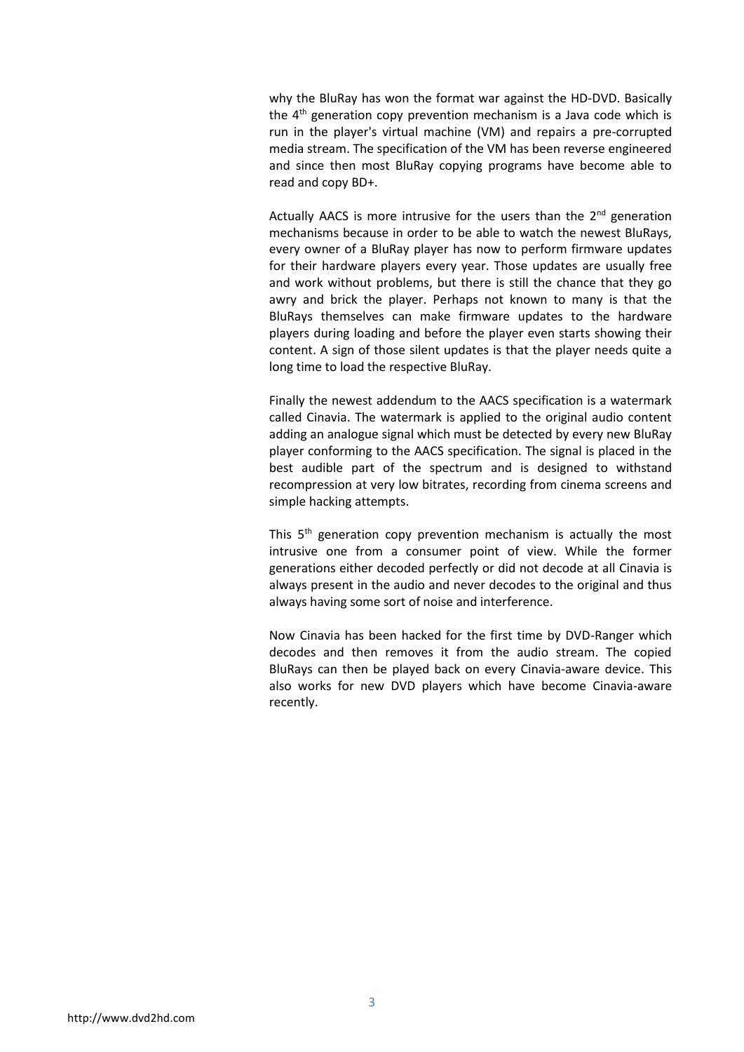why the BluRay has won the format war against the HD-DVD. Basically the 4th generation copy prevention mechanism is a Java code which is run in the player's virtual machine (VM) and repairs a pre-corrupted media stream. The specification of the VM has been reverse engineered and since then most BluRay copying programs have become able to read and copy BD+.

Actually AACS is more intrusive for the users than the 2nd generation mechanisms because in order to be able to watch the newest BluRays, every owner of a BluRay player has now to perform firmware updates for their hardware players every year. Those updates are usually free and work without problems, but there is still the chance that they go awry and brick the player. Perhaps not known to many is that the BluRays themselves can make firmware updates to the hardware players during loading and before the player even starts showing their content. A sign of those silent updates is that the player needs quite a long time to load the respective BluRay.

Finally the newest addendum to the AACS specification is a watermark called Cinavia. The watermark is applied to the original audio content adding an analogue signal which must be detected by every new BluRay player conforming to the AACS specification. The signal is placed in the best audible part of the spectrum and is designed to withstand recompression at very low bitrates, recording from cinema screens and simple hacking attempts.

This 5th generation copy prevention mechanism is actually the most intrusive one from a consumer point of view. While the former generations either decoded perfectly or did not decode at all Cinavia is always present in the audio and never decodes to the original and thus always having some sort of noise and interference.

Now Cinavia has been hacked for the first time by DVD-Ranger which decodes and then removes it from the audio stream. The copied BluRays can then be played back on every Cinavia-aware device. This also works for new DVD players which have become Cinavia-aware recently.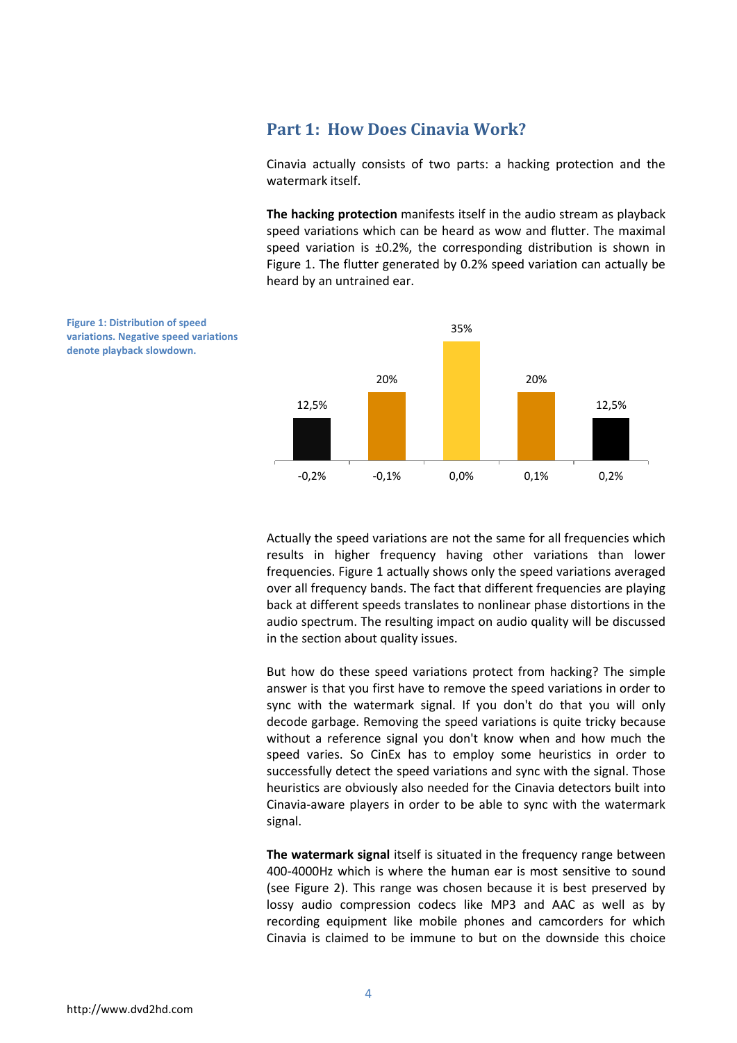## Part 1: How Does Cinavia Work?

Cinavia actually consists of two parts: a hacking protection and the watermark itself.

**The hacking protection** manifests itself in the audio stream as playback speed variations which can be heard as wow and flutter. The maximal speed variation is ±0.2%, the corresponding distribution is shown in Figure 1. The flutter generated by 0.2% speed variation can actually be heard by an untrained ear.

**Figure 1: Distribution of speed variations. Negative speed variations denote playback slowdown.**

| Speed variation | -0,2% | -0,1% | 0,0% | 0,1% | 0,2% |
|---|---|---|---|---|---|
| Share | 12,5% | 20% | 35% | 20% | 12,5% |

Actually the speed variations are not the same for all frequencies which results in higher frequency having other variations than lower frequencies. Figure 1 actually shows only the speed variations averaged over all frequency bands. The fact that different frequencies are playing back at different speeds translates to nonlinear phase distortions in the audio spectrum. The resulting impact on audio quality will be discussed in the section about quality issues.

But how do these speed variations protect from hacking? The simple answer is that you first have to remove the speed variations in order to sync with the watermark signal. If you don't do that you will only decode garbage. Removing the speed variations is quite tricky because without a reference signal you don't know when and how much the speed varies. So CinEx has to employ some heuristics in order to successfully detect the speed variations and sync with the signal. Those heuristics are obviously also needed for the Cinavia detectors built into Cinavia-aware players in order to be able to sync with the watermark signal.

**The watermark signal** itself is situated in the frequency range between 400-4000Hz which is where the human ear is most sensitive to sound (see Figure 2). This range was chosen because it is best preserved by lossy audio compression codecs like MP3 and AAC as well as by recording equipment like mobile phones and camcorders for which Cinavia is claimed to be immune to but on the downside this choice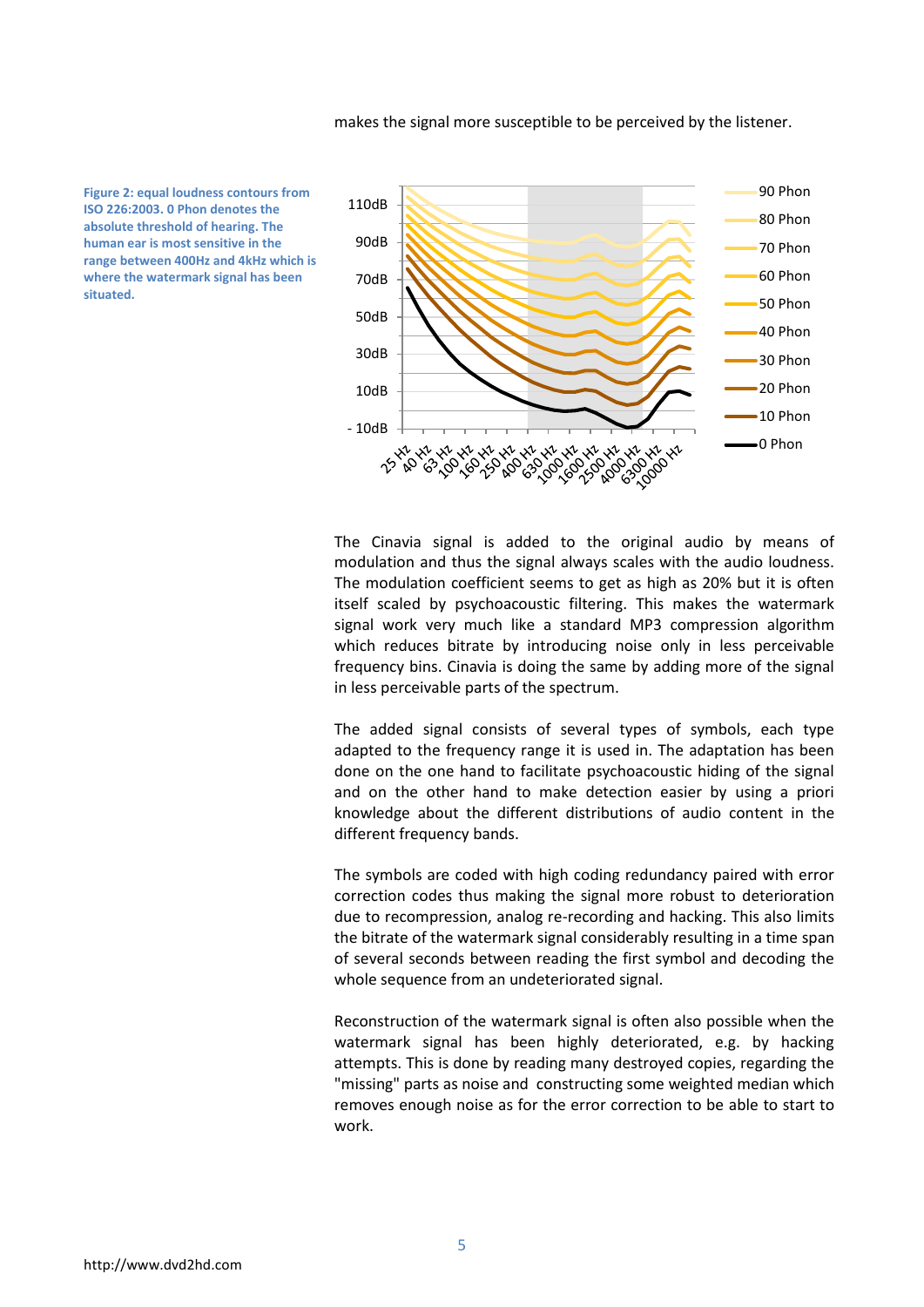makes the signal more susceptible to be perceived by the listener.

**Figure 2: equal loudness contours from ISO 226:2003. 0 Phon denotes the absolute threshold of hearing. The human ear is most sensitive in the range between 400Hz and 4kHz which is where the watermark signal has been situated.**

The Cinavia signal is added to the original audio by means of modulation and thus the signal always scales with the audio loudness. The modulation coefficient seems to get as high as 20% but it is often itself scaled by psychoacoustic filtering. This makes the watermark signal work very much like a standard MP3 compression algorithm which reduces bitrate by introducing noise only in less perceivable frequency bins. Cinavia is doing the same by adding more of the signal in less perceivable parts of the spectrum.

The added signal consists of several types of symbols, each type adapted to the frequency range it is used in. The adaptation has been done on the one hand to facilitate psychoacoustic hiding of the signal and on the other hand to make detection easier by using a priori knowledge about the different distributions of audio content in the different frequency bands.

The symbols are coded with high coding redundancy paired with error correction codes thus making the signal more robust to deterioration due to recompression, analog re-recording and hacking. This also limits the bitrate of the watermark signal considerably resulting in a time span of several seconds between reading the first symbol and decoding the whole sequence from an undeteriorated signal.

Reconstruction of the watermark signal is often also possible when the watermark signal has been highly deteriorated, e.g. by hacking attempts. This is done by reading many destroyed copies, regarding the "missing" parts as noise and constructing some weighted median which removes enough noise as for the error correction to be able to start to work.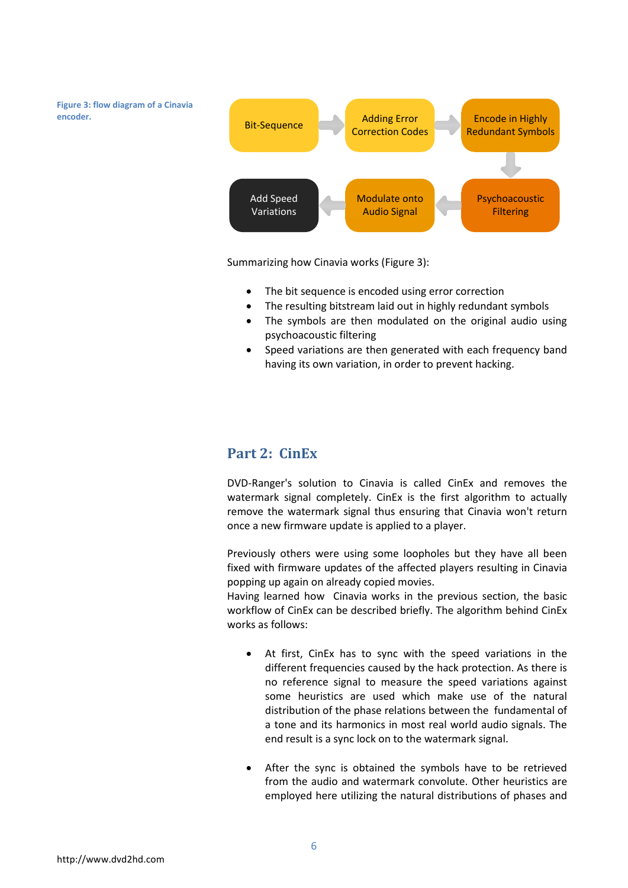**Figure 3: flow diagram of a Cinavia encoder.**

Bit-Sequence → Adding Error Correction Codes → Encode in Highly Redundant Symbols → Psychoacoustic Filtering → Modulate onto Audio Signal → Add Speed Variations

Summarizing how Cinavia works (Figure 3):

- The bit sequence is encoded using error correction
- The resulting bitstream laid out in highly redundant symbols
- The symbols are then modulated on the original audio using psychoacoustic filtering
- Speed variations are then generated with each frequency band having its own variation, in order to prevent hacking.

## Part 2: CinEx

DVD-Ranger's solution to Cinavia is called CinEx and removes the watermark signal completely. CinEx is the first algorithm to actually remove the watermark signal thus ensuring that Cinavia won't return once a new firmware update is applied to a player.

Previously others were using some loopholes but they have all been fixed with firmware updates of the affected players resulting in Cinavia popping up again on already copied movies.
Having learned how Cinavia works in the previous section, the basic workflow of CinEx can be described briefly. The algorithm behind CinEx works as follows:

- At first, CinEx has to sync with the speed variations in the different frequencies caused by the hack protection. As there is no reference signal to measure the speed variations against some heuristics are used which make use of the natural distribution of the phase relations between the fundamental of a tone and its harmonics in most real world audio signals. The end result is a sync lock on to the watermark signal.

- After the sync is obtained the symbols have to be retrieved from the audio and watermark convolute. Other heuristics are employed here utilizing the natural distributions of phases and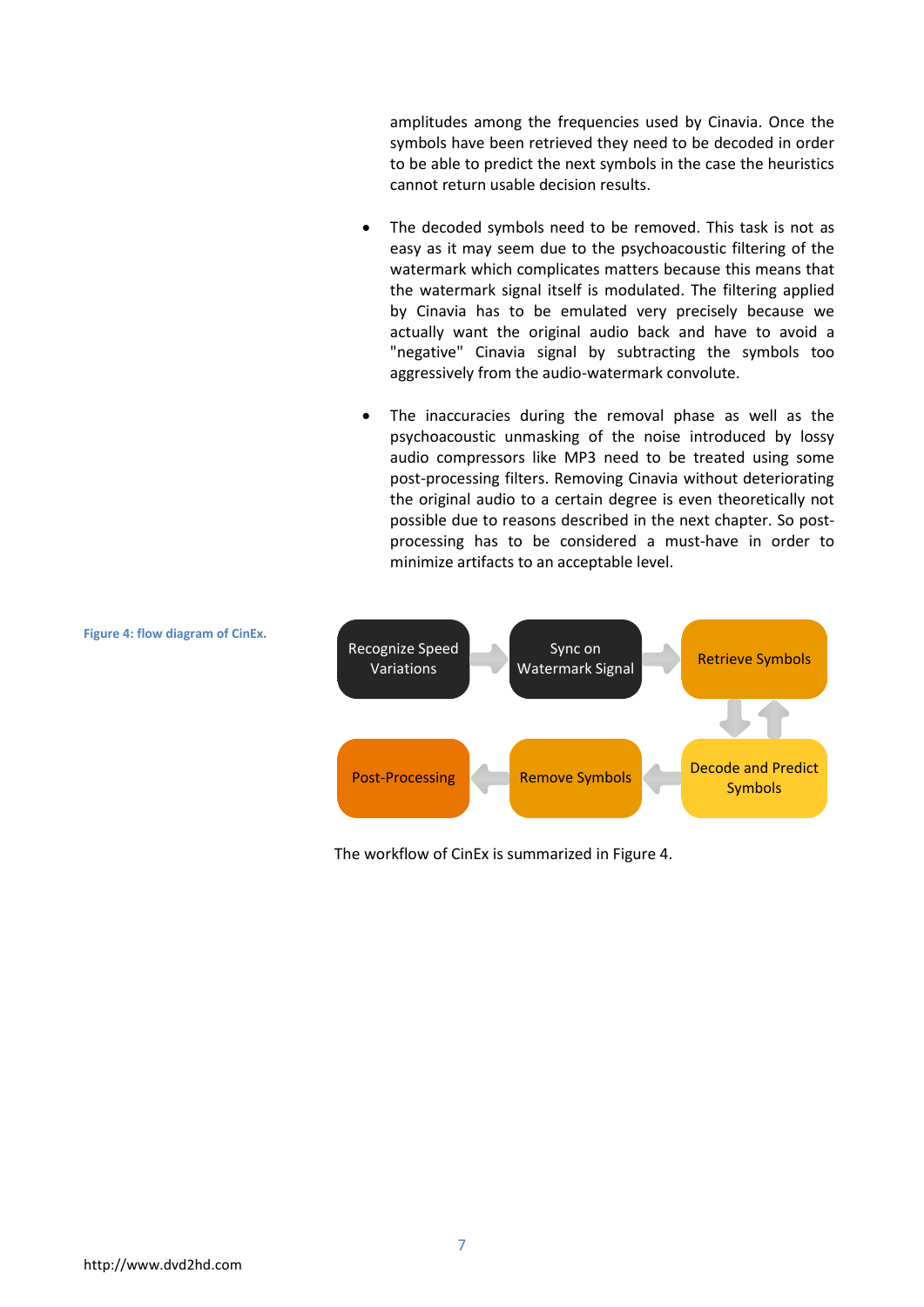amplitudes among the frequencies used by Cinavia. Once the symbols have been retrieved they need to be decoded in order to be able to predict the next symbols in the case the heuristics cannot return usable decision results.

- The decoded symbols need to be removed. This task is not as easy as it may seem due to the psychoacoustic filtering of the watermark which complicates matters because this means that the watermark signal itself is modulated. The filtering applied by Cinavia has to be emulated very precisely because we actually want the original audio back and have to avoid a "negative" Cinavia signal by subtracting the symbols too aggressively from the audio-watermark convolute.

- The inaccuracies during the removal phase as well as the psychoacoustic unmasking of the noise introduced by lossy audio compressors like MP3 need to be treated using some post-processing filters. Removing Cinavia without deteriorating the original audio to a certain degree is even theoretically not possible due to reasons described in the next chapter. So post-processing has to be considered a must-have in order to minimize artifacts to an acceptable level.

**Figure 4: flow diagram of CinEx.**

Recognize Speed Variations → Sync on Watermark Signal → Retrieve Symbols ⇅ Decode and Predict Symbols → Remove Symbols → Post-Processing

The workflow of CinEx is summarized in Figure 4.

http://www.dvd2hd.com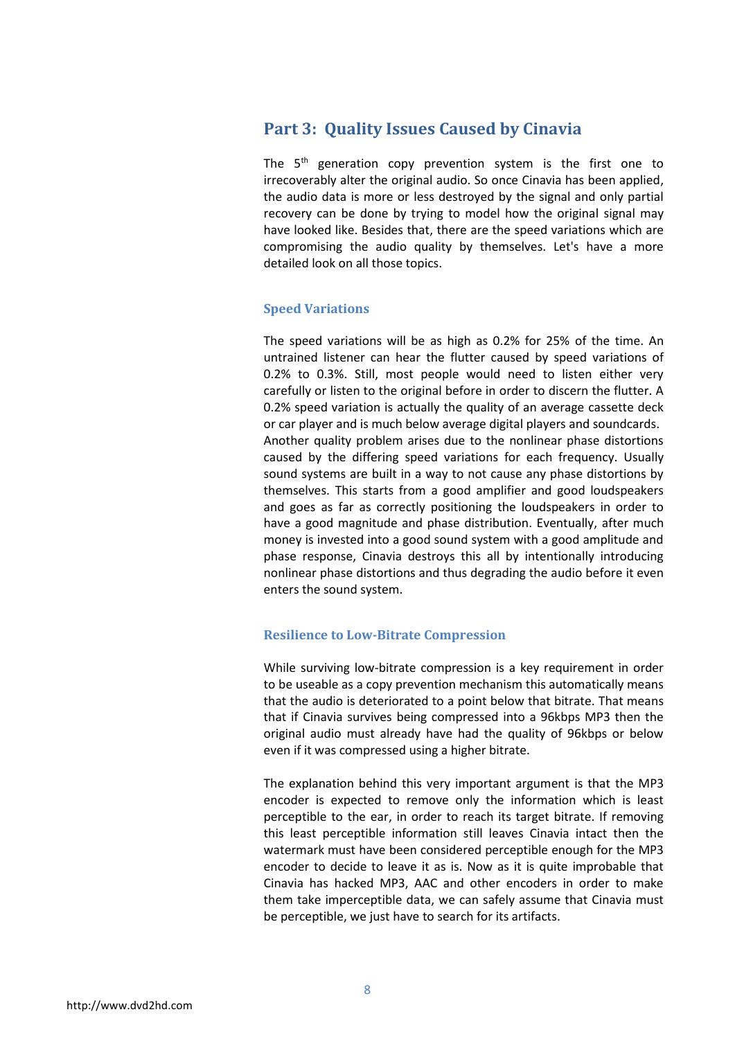## Part 3: Quality Issues Caused by Cinavia

The 5th generation copy prevention system is the first one to irrecoverably alter the original audio. So once Cinavia has been applied, the audio data is more or less destroyed by the signal and only partial recovery can be done by trying to model how the original signal may have looked like. Besides that, there are the speed variations which are compromising the audio quality by themselves. Let's have a more detailed look on all those topics.

### Speed Variations

The speed variations will be as high as 0.2% for 25% of the time. An untrained listener can hear the flutter caused by speed variations of 0.2% to 0.3%. Still, most people would need to listen either very carefully or listen to the original before in order to discern the flutter. A 0.2% speed variation is actually the quality of an average cassette deck or car player and is much below average digital players and soundcards. Another quality problem arises due to the nonlinear phase distortions caused by the differing speed variations for each frequency. Usually sound systems are built in a way to not cause any phase distortions by themselves. This starts from a good amplifier and good loudspeakers and goes as far as correctly positioning the loudspeakers in order to have a good magnitude and phase distribution. Eventually, after much money is invested into a good sound system with a good amplitude and phase response, Cinavia destroys this all by intentionally introducing nonlinear phase distortions and thus degrading the audio before it even enters the sound system.

### Resilience to Low-Bitrate Compression

While surviving low-bitrate compression is a key requirement in order to be useable as a copy prevention mechanism this automatically means that the audio is deteriorated to a point below that bitrate. That means that if Cinavia survives being compressed into a 96kbps MP3 then the original audio must already have had the quality of 96kbps or below even if it was compressed using a higher bitrate.

The explanation behind this very important argument is that the MP3 encoder is expected to remove only the information which is least perceptible to the ear, in order to reach its target bitrate. If removing this least perceptible information still leaves Cinavia intact then the watermark must have been considered perceptible enough for the MP3 encoder to decide to leave it as is. Now as it is quite improbable that Cinavia has hacked MP3, AAC and other encoders in order to make them take imperceptible data, we can safely assume that Cinavia must be perceptible, we just have to search for its artifacts.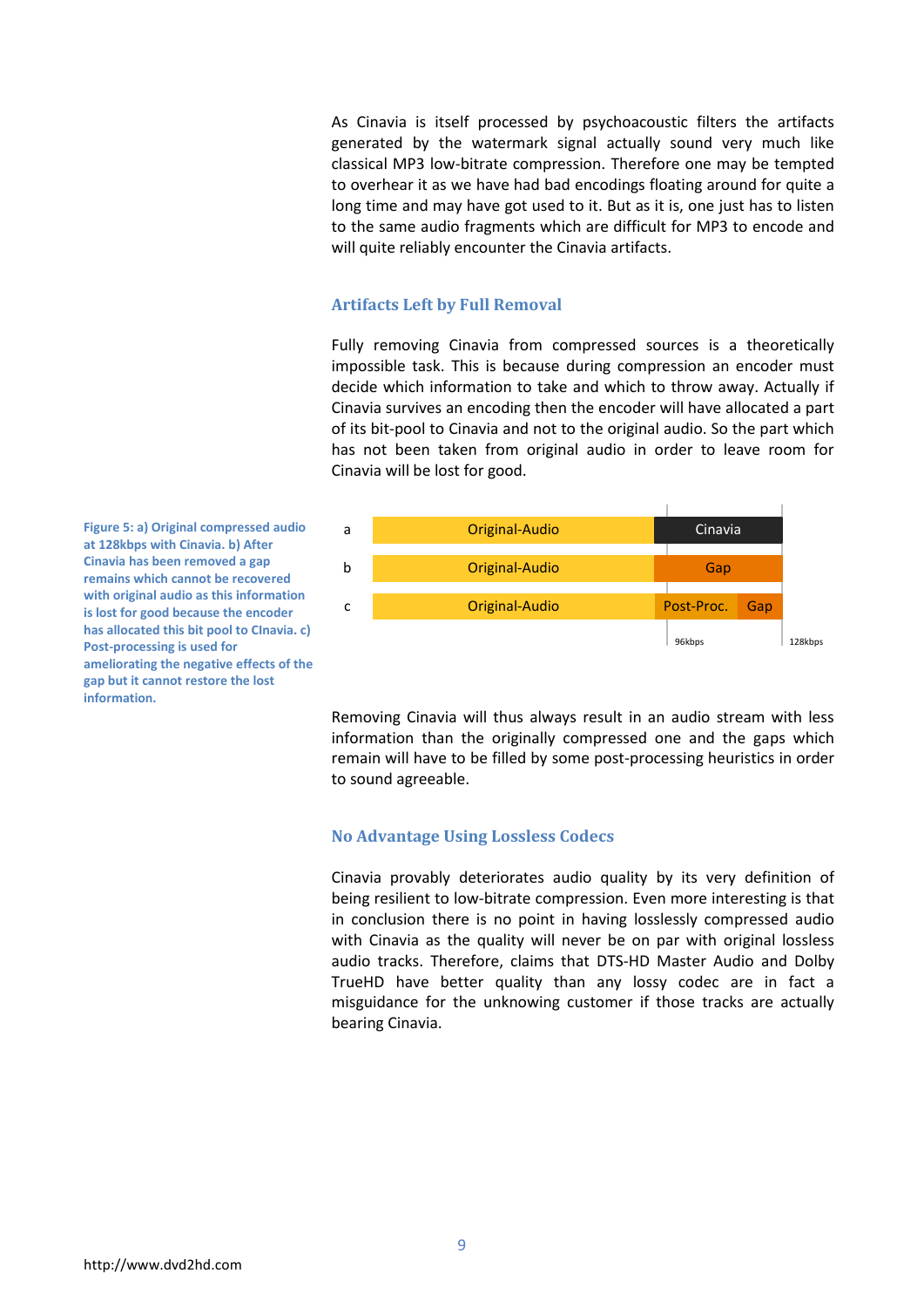As Cinavia is itself processed by psychoacoustic filters the artifacts generated by the watermark signal actually sound very much like classical MP3 low-bitrate compression. Therefore one may be tempted to overhear it as we have had bad encodings floating around for quite a long time and may have got used to it. But as it is, one just has to listen to the same audio fragments which are difficult for MP3 to encode and will quite reliably encounter the Cinavia artifacts.

## Artifacts Left by Full Removal

Fully removing Cinavia from compressed sources is a theoretically impossible task. This is because during compression an encoder must decide which information to take and which to throw away. Actually if Cinavia survives an encoding then the encoder will have allocated a part of its bit-pool to Cinavia and not to the original audio. So the part which has not been taken from original audio in order to leave room for Cinavia will be lost for good.

| | 0–96kbps | 96kbps–128kbps | |
|---|---|---|---|
| a | Original-Audio | Cinavia | |
| b | Original-Audio | Gap | |
| c | Original-Audio | Post-Proc. | Gap |

**Figure 5: a) Original compressed audio at 128kbps with Cinavia. b) After Cinavia has been removed a gap remains which cannot be recovered with original audio as this information is lost for good because the encoder has allocated this bit pool to CInavia. c) Post-processing is used for ameliorating the negative effects of the gap but it cannot restore the lost information.**

Removing Cinavia will thus always result in an audio stream with less information than the originally compressed one and the gaps which remain will have to be filled by some post-processing heuristics in order to sound agreeable.

## No Advantage Using Lossless Codecs

Cinavia provably deteriorates audio quality by its very definition of being resilient to low-bitrate compression. Even more interesting is that in conclusion there is no point in having losslessly compressed audio with Cinavia as the quality will never be on par with original lossless audio tracks. Therefore, claims that DTS-HD Master Audio and Dolby TrueHD have better quality than any lossy codec are in fact a misguidance for the unknowing customer if those tracks are actually bearing Cinavia.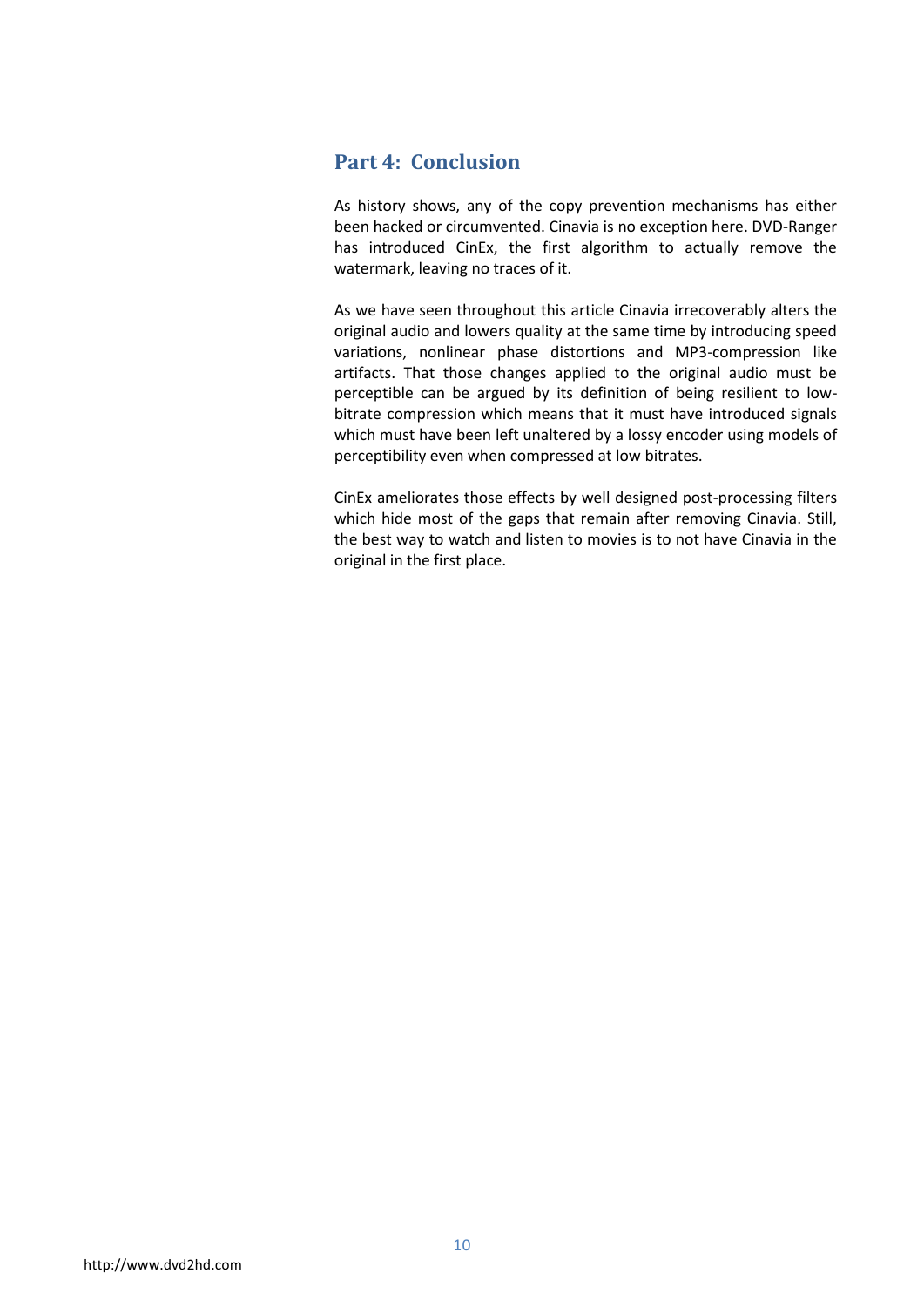## Part 4: Conclusion

As history shows, any of the copy prevention mechanisms has either been hacked or circumvented. Cinavia is no exception here. DVD-Ranger has introduced CinEx, the first algorithm to actually remove the watermark, leaving no traces of it.

As we have seen throughout this article Cinavia irrecoverably alters the original audio and lowers quality at the same time by introducing speed variations, nonlinear phase distortions and MP3-compression like artifacts. That those changes applied to the original audio must be perceptible can be argued by its definition of being resilient to low-bitrate compression which means that it must have introduced signals which must have been left unaltered by a lossy encoder using models of perceptibility even when compressed at low bitrates.

CinEx ameliorates those effects by well designed post-processing filters which hide most of the gaps that remain after removing Cinavia. Still, the best way to watch and listen to movies is to not have Cinavia in the original in the first place.